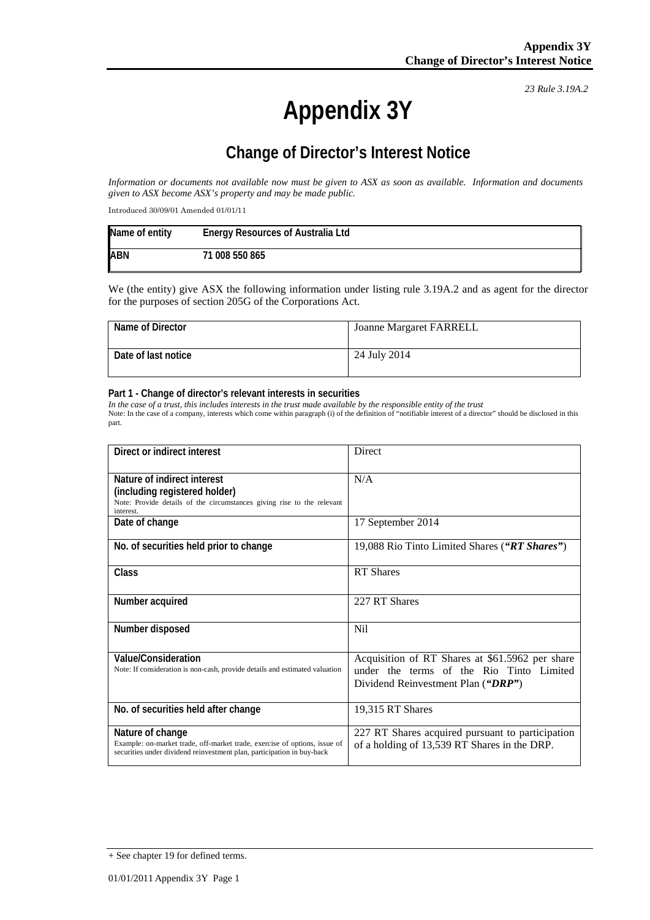*23 Rule 3.19A.2*

# Appendix 3Y

## Change of Director's Interest Notice

*Information or documents not available now must be given to ASX as soon as available. Information and documents given to ASX become ASX's property and may be made public.*

Introduced 30/09/01 Amended 01/01/11

| Name of entity | Energy Resources of Australia Ltd |
|---|---|
| ABN | 71 008 550 865 |

We (the entity) give ASX the following information under listing rule 3.19A.2 and as agent for the director for the purposes of section 205G of the Corporations Act.

| Name of Director | Joanne Margaret FARRELL |
|---|---|
| Date of last notice | 24 July 2014 |

**Part 1 - Change of director's relevant interests in securities**

*In the case of a trust, this includes interests in the trust made available by the responsible entity of the trust*

Note: In the case of a company, interests which come within paragraph (i) of the definition of "notifiable interest of a director" should be disclosed in this part.

| Direct or indirect interest | Direct |
|---|---|
| **Nature of indirect interest (including registered holder)** Note: Provide details of the circumstances giving rise to the relevant interest. | N/A |
| **Date of change** | 17 September 2014 |
| **No. of securities held prior to change** | 19,088 Rio Tinto Limited Shares (***"RT Shares"***) |
| **Class** | RT Shares |
| **Number acquired** | 227 RT Shares |
| **Number disposed** | Nil |
| **Value/Consideration** Note: If consideration is non-cash, provide details and estimated valuation | Acquisition of RT Shares at $61.5962 per share under the terms of the Rio Tinto Limited Dividend Reinvestment Plan (***"DRP"***) |
| **No. of securities held after change** | 19,315 RT Shares |
| **Nature of change** Example: on-market trade, off-market trade, exercise of options, issue of securities under dividend reinvestment plan, participation in buy-back | 227 RT Shares acquired pursuant to participation of a holding of 13,539 RT Shares in the DRP. |

+ See chapter 19 for defined terms.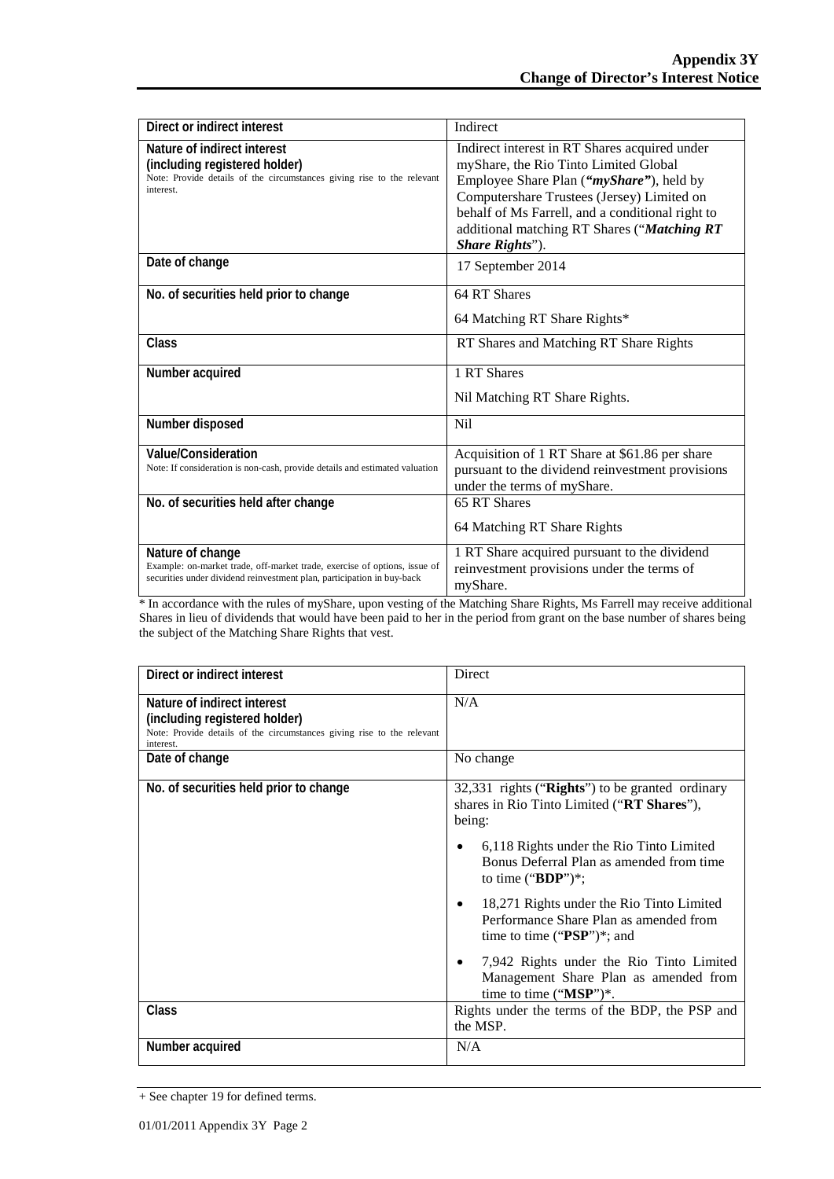| Direct or indirect interest | Indirect |
|---|---|
| **Nature of indirect interest (including registered holder)**<br>Note: Provide details of the circumstances giving rise to the relevant interest. | Indirect interest in RT Shares acquired under myShare, the Rio Tinto Limited Global Employee Share Plan (***"myShare"***), held by Computershare Trustees (Jersey) Limited on behalf of Ms Farrell, and a conditional right to additional matching RT Shares ("***Matching RT Share Rights***"). |
| **Date of change** | 17 September 2014 |
| **No. of securities held prior to change** | 64 RT Shares<br>64 Matching RT Share Rights* |
| **Class** | RT Shares and Matching RT Share Rights |
| **Number acquired** | 1 RT Shares<br>Nil Matching RT Share Rights. |
| **Number disposed** | Nil |
| **Value/Consideration**<br>Note: If consideration is non-cash, provide details and estimated valuation | Acquisition of 1 RT Share at $61.86 per share pursuant to the dividend reinvestment provisions under the terms of myShare. |
| **No. of securities held after change** | 65 RT Shares<br>64 Matching RT Share Rights |
| **Nature of change**<br>Example: on-market trade, off-market trade, exercise of options, issue of securities under dividend reinvestment plan, participation in buy-back | 1 RT Share acquired pursuant to the dividend reinvestment provisions under the terms of myShare. |

* In accordance with the rules of myShare, upon vesting of the Matching Share Rights, Ms Farrell may receive additional Shares in lieu of dividends that would have been paid to her in the period from grant on the base number of shares being the subject of the Matching Share Rights that vest.

| Direct or indirect interest | Direct |
|---|---|
| **Nature of indirect interest (including registered holder)**<br>Note: Provide details of the circumstances giving rise to the relevant interest. | N/A |
| **Date of change** | No change |
| **No. of securities held prior to change** | 32,331 rights ("**Rights**") to be granted ordinary shares in Rio Tinto Limited ("**RT Shares**"), being:<br>• 6,118 Rights under the Rio Tinto Limited Bonus Deferral Plan as amended from time to time ("**BDP**")*;<br>• 18,271 Rights under the Rio Tinto Limited Performance Share Plan as amended from time to time ("**PSP**")*; and<br>• 7,942 Rights under the Rio Tinto Limited Management Share Plan as amended from time to time ("**MSP**")*. |
| **Class** | Rights under the terms of the BDP, the PSP and the MSP. |
| **Number acquired** | N/A |

+ See chapter 19 for defined terms.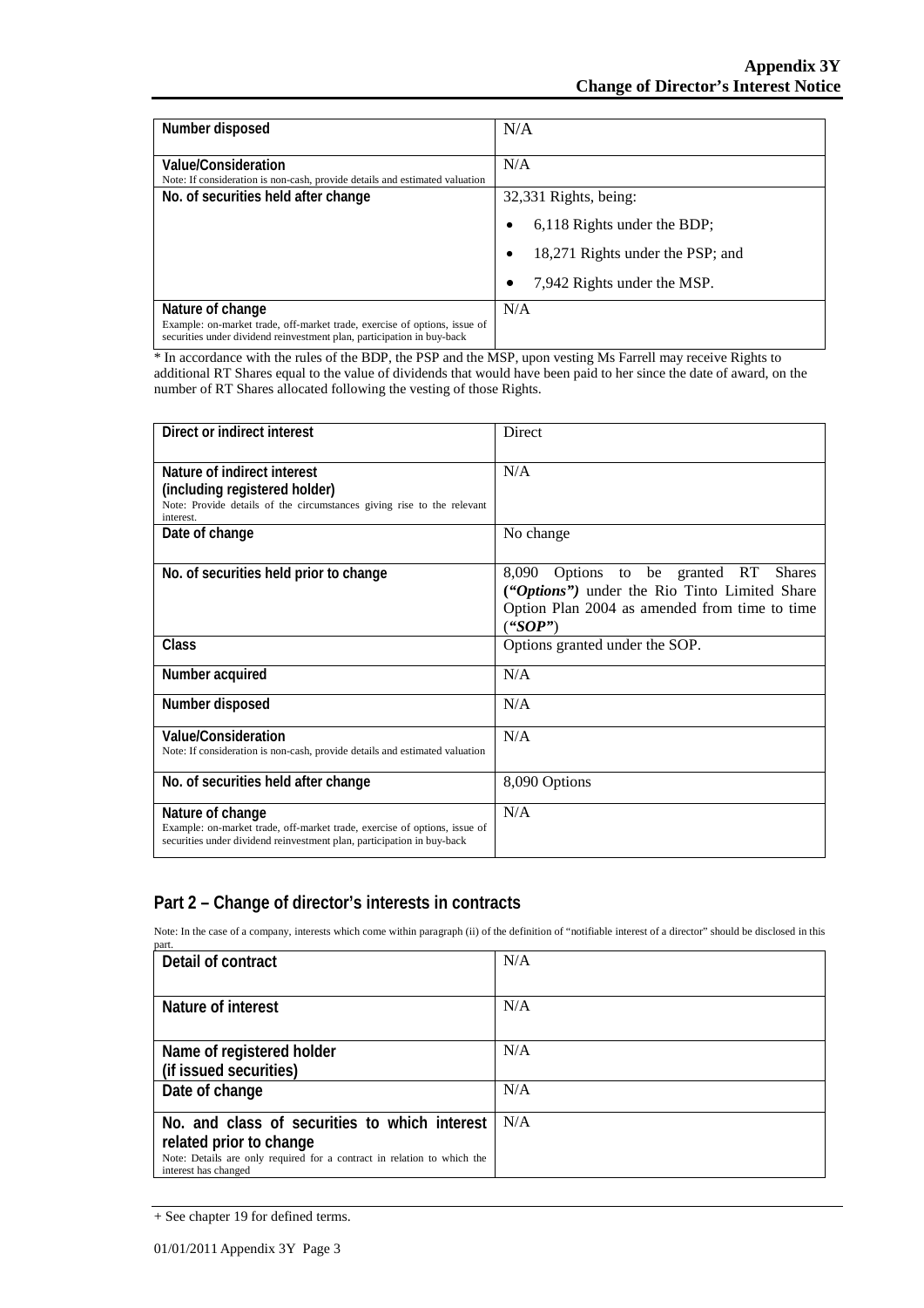| | |
|---|---|
| **Number disposed** | N/A |
| **Value/Consideration**<br>Note: If consideration is non-cash, provide details and estimated valuation | N/A |
| **No. of securities held after change** | 32,331 Rights, being:<br>• 6,118 Rights under the BDP;<br>• 18,271 Rights under the PSP; and<br>• 7,942 Rights under the MSP. |
| **Nature of change**<br>Example: on-market trade, off-market trade, exercise of options, issue of securities under dividend reinvestment plan, participation in buy-back | N/A |

* In accordance with the rules of the BDP, the PSP and the MSP, upon vesting Ms Farrell may receive Rights to additional RT Shares equal to the value of dividends that would have been paid to her since the date of award, on the number of RT Shares allocated following the vesting of those Rights.

| | |
|---|---|
| **Direct or indirect interest** | Direct |
| **Nature of indirect interest (including registered holder)**<br>Note: Provide details of the circumstances giving rise to the relevant interest. | N/A |
| **Date of change** | No change |
| **No. of securities held prior to change** | 8,090 Options to be granted RT Shares (***"Options"***) under the Rio Tinto Limited Share Option Plan 2004 as amended from time to time (***"SOP"***) |
| **Class** | Options granted under the SOP. |
| **Number acquired** | N/A |
| **Number disposed** | N/A |
| **Value/Consideration**<br>Note: If consideration is non-cash, provide details and estimated valuation | N/A |
| **No. of securities held after change** | 8,090 Options |
| **Nature of change**<br>Example: on-market trade, off-market trade, exercise of options, issue of securities under dividend reinvestment plan, participation in buy-back | N/A |

## Part 2 – Change of director's interests in contracts

Note: In the case of a company, interests which come within paragraph (ii) of the definition of "notifiable interest of a director" should be disclosed in this part.

| | |
|---|---|
| **Detail of contract** | N/A |
| **Nature of interest** | N/A |
| **Name of registered holder (if issued securities)** | N/A |
| **Date of change** | N/A |
| **No. and class of securities to which interest related prior to change**<br>Note: Details are only required for a contract in relation to which the interest has changed | N/A |

+ See chapter 19 for defined terms.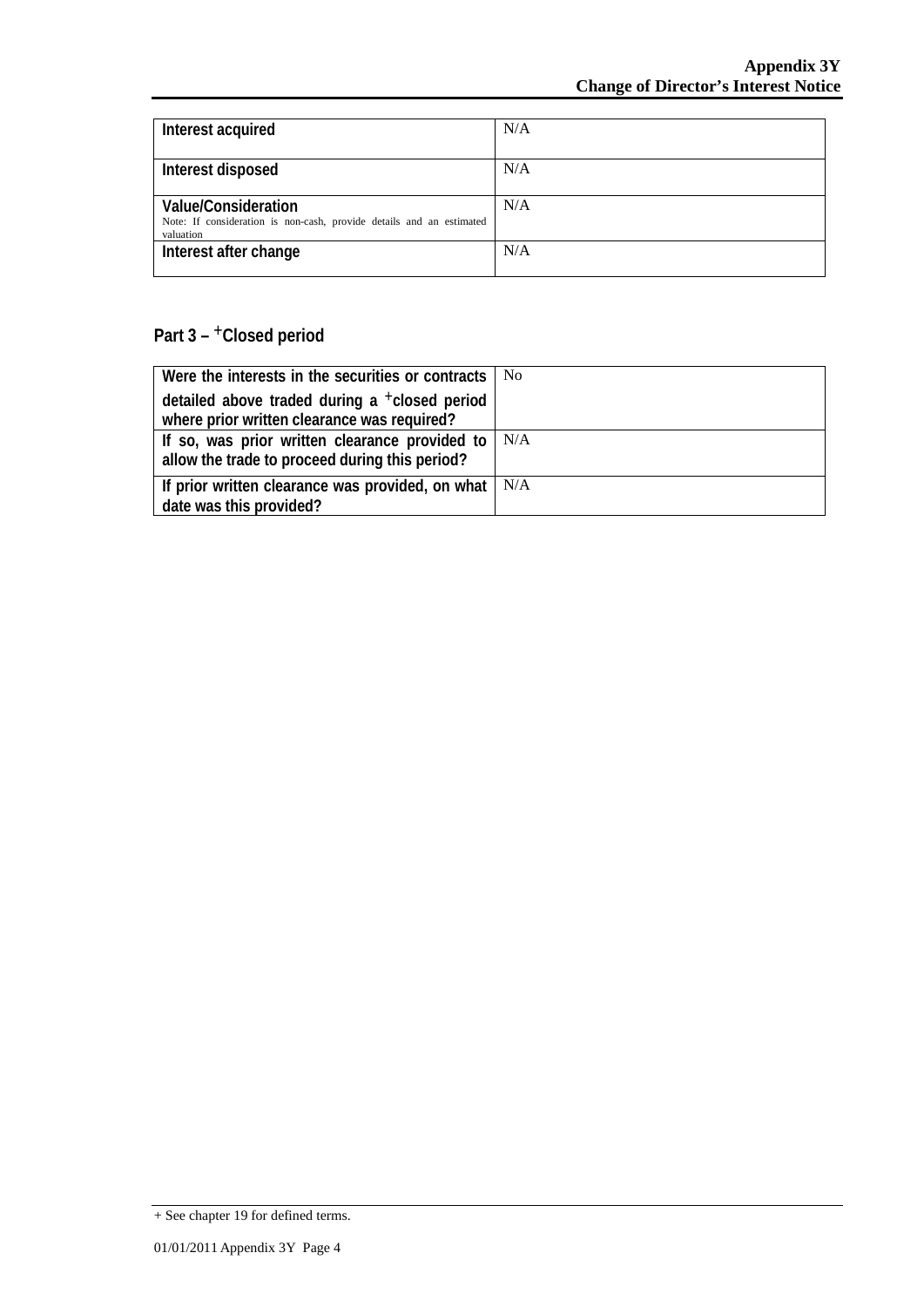| | |
|---|---|
| **Interest acquired** | N/A |
| **Interest disposed** | N/A |
| **Value/Consideration**<br>Note: If consideration is non-cash, provide details and an estimated valuation | N/A |
| **Interest after change** | N/A |

## Part 3 – +Closed period

| | |
|---|---|
| **Were the interests in the securities or contracts detailed above traded during a +closed period where prior written clearance was required?** | No |
| **If so, was prior written clearance provided to allow the trade to proceed during this period?** | N/A |
| **If prior written clearance was provided, on what date was this provided?** | N/A |

+ See chapter 19 for defined terms.